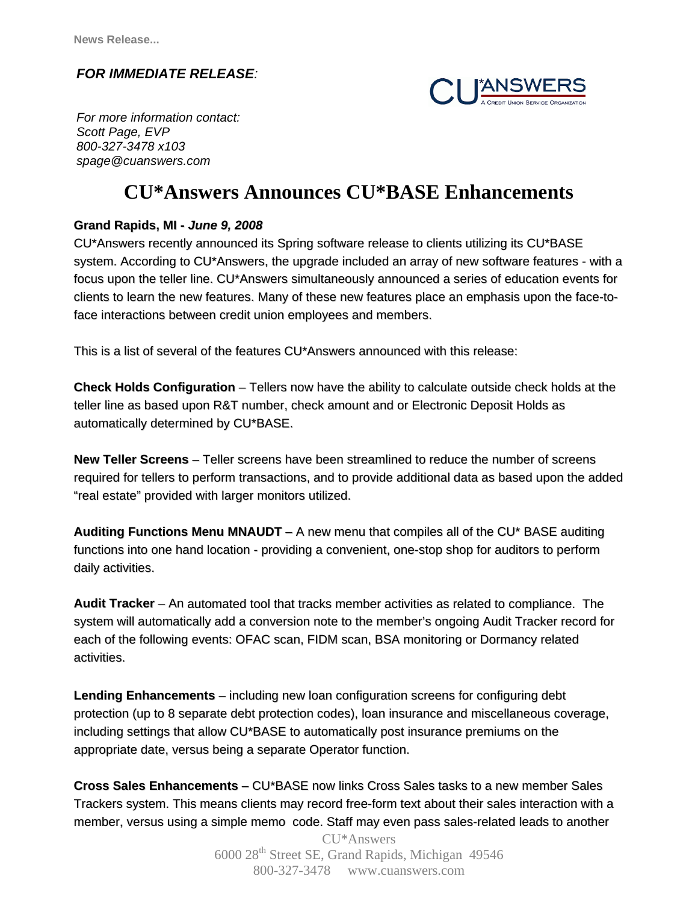News Release...

***FOR IMMEDIATE RELEASE**:*

*For more information contact:*
*Scott Page, EVP*
*800-327-3478 x103*
*spage@cuanswers.com*

# CU*Answers Announces CU*BASE Enhancements

**Grand Rapids, MI -** ***June 9, 2008***

CU*Answers recently announced its Spring software release to clients utilizing its CU*BASE system. According to CU*Answers, the upgrade included an array of new software features - with a focus upon the teller line. CU*Answers simultaneously announced a series of education events for clients to learn the new features. Many of these new features place an emphasis upon the face-to-face interactions between credit union employees and members.

This is a list of several of the features CU*Answers announced with this release:

**Check Holds Configuration** – Tellers now have the ability to calculate outside check holds at the teller line as based upon R&T number, check amount and or Electronic Deposit Holds as automatically determined by CU*BASE.

**New Teller Screens** – Teller screens have been streamlined to reduce the number of screens required for tellers to perform transactions, and to provide additional data as based upon the added "real estate" provided with larger monitors utilized.

**Auditing Functions Menu MNAUDT** – A new menu that compiles all of the CU* BASE auditing functions into one hand location - providing a convenient, one-stop shop for auditors to perform daily activities.

**Audit Tracker** – An automated tool that tracks member activities as related to compliance. The system will automatically add a conversion note to the member's ongoing Audit Tracker record for each of the following events: OFAC scan, FIDM scan, BSA monitoring or Dormancy related activities.

**Lending Enhancements** – including new loan configuration screens for configuring debt protection (up to 8 separate debt protection codes), loan insurance and miscellaneous coverage, including settings that allow CU*BASE to automatically post insurance premiums on the appropriate date, versus being a separate Operator function.

**Cross Sales Enhancements** – CU*BASE now links Cross Sales tasks to a new member Sales Trackers system. This means clients may record free-form text about their sales interaction with a member, versus using a simple memo code. Staff may even pass sales-related leads to another

CU*Answers
6000 28th Street SE, Grand Rapids, Michigan 49546
800-327-3478 www.cuanswers.com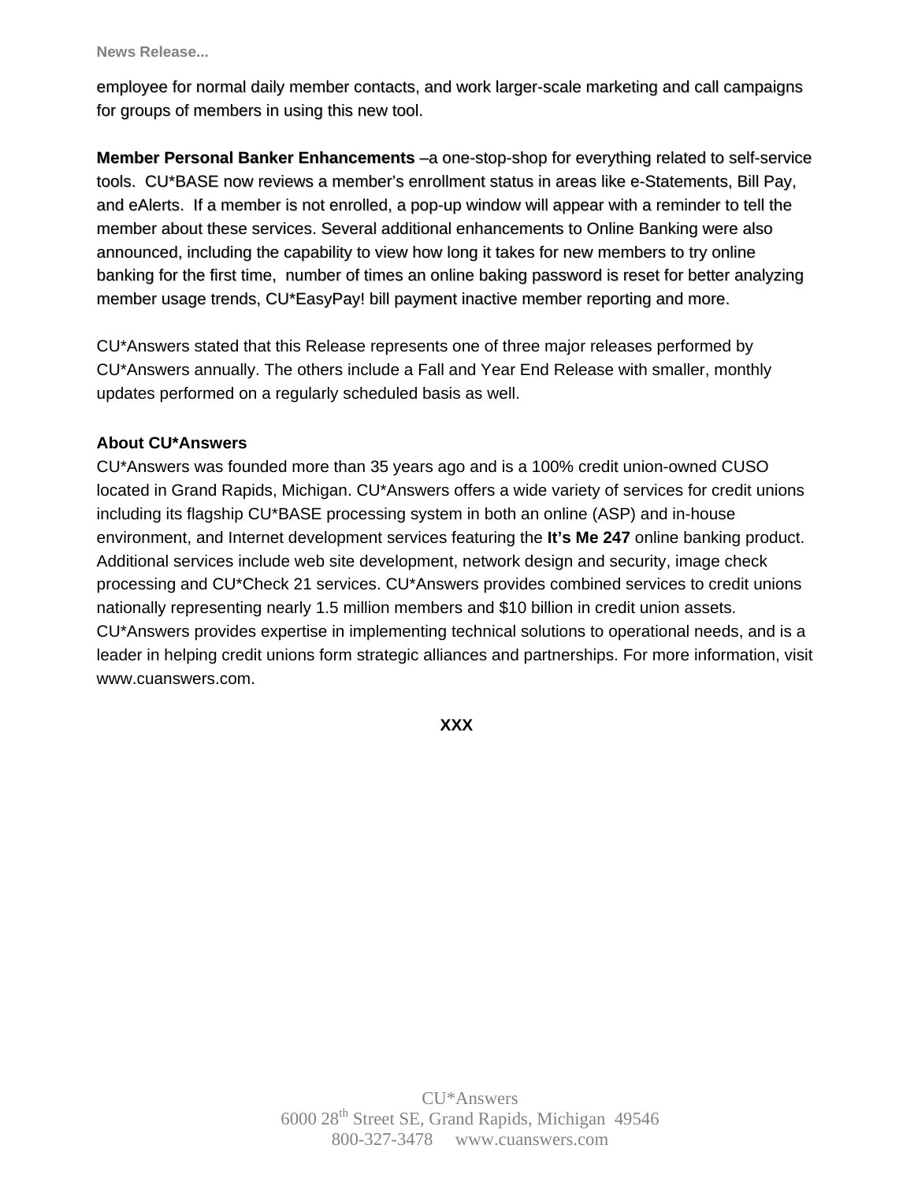employee for normal daily member contacts, and work larger-scale marketing and call campaigns for groups of members in using this new tool.

**Member Personal Banker Enhancements** –a one-stop-shop for everything related to self-service tools. CU*BASE now reviews a member's enrollment status in areas like e-Statements, Bill Pay, and eAlerts. If a member is not enrolled, a pop-up window will appear with a reminder to tell the member about these services. Several additional enhancements to Online Banking were also announced, including the capability to view how long it takes for new members to try online banking for the first time, number of times an online baking password is reset for better analyzing member usage trends, CU*EasyPay! bill payment inactive member reporting and more.

CU*Answers stated that this Release represents one of three major releases performed by CU*Answers annually. The others include a Fall and Year End Release with smaller, monthly updates performed on a regularly scheduled basis as well.

**About CU*Answers**

CU*Answers was founded more than 35 years ago and is a 100% credit union-owned CUSO located in Grand Rapids, Michigan. CU*Answers offers a wide variety of services for credit unions including its flagship CU*BASE processing system in both an online (ASP) and in-house environment, and Internet development services featuring the **It's Me 247** online banking product. Additional services include web site development, network design and security, image check processing and CU*Check 21 services. CU*Answers provides combined services to credit unions nationally representing nearly 1.5 million members and $10 billion in credit union assets. CU*Answers provides expertise in implementing technical solutions to operational needs, and is a leader in helping credit unions form strategic alliances and partnerships. For more information, visit www.cuanswers.com.

**XXX**